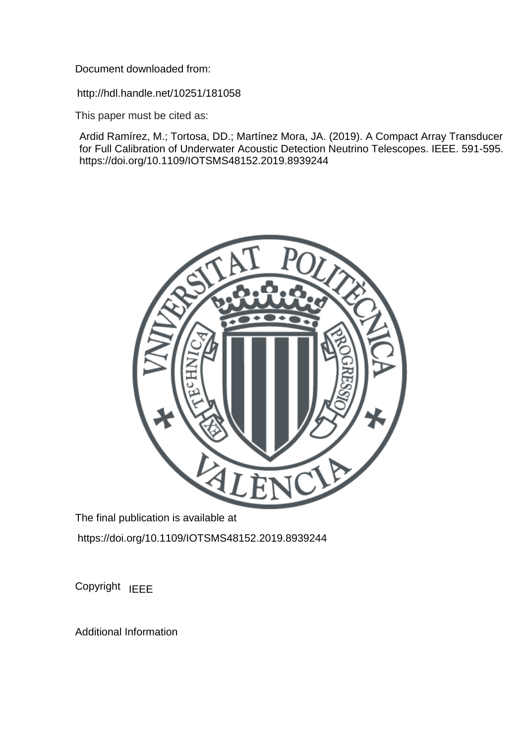Document downloaded from:

http://hdl.handle.net/10251/181058

This paper must be cited as:

Ardid Ramírez, M.; Tortosa, DD.; Martínez Mora, JA. (2019). A Compact Array Transducer for Full Calibration of Underwater Acoustic Detection Neutrino Telescopes. IEEE. 591-595. https://doi.org/10.1109/IOTSMS48152.2019.8939244

The final publication is available at

https://doi.org/10.1109/IOTSMS48152.2019.8939244

Copyright IEEE

Additional Information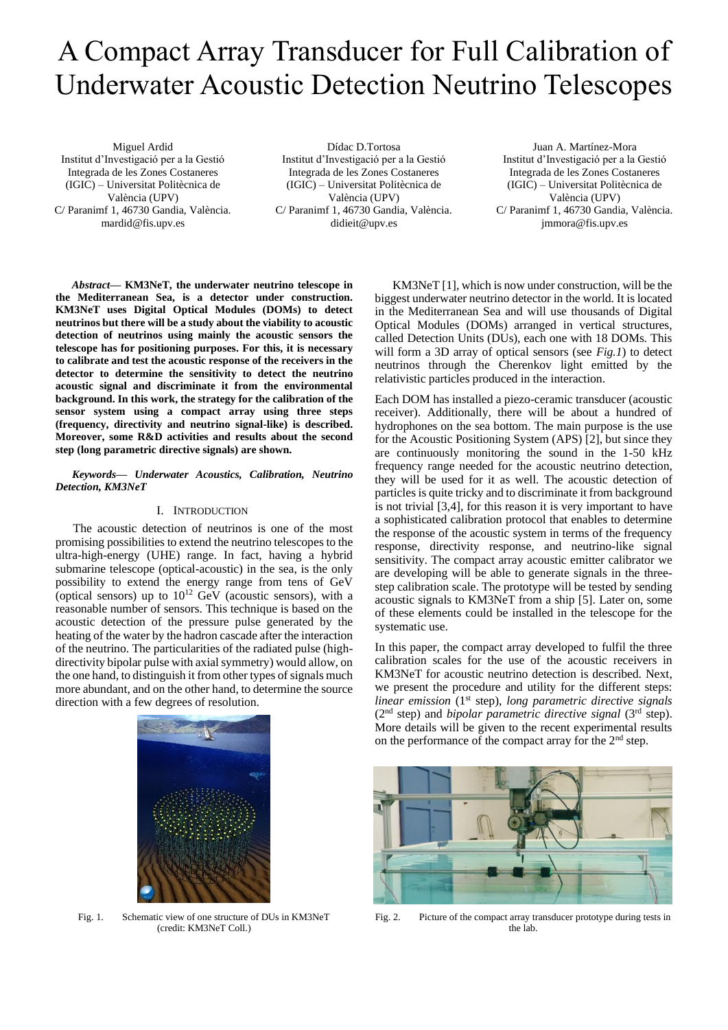# A Compact Array Transducer for Full Calibration of Underwater Acoustic Detection Neutrino Telescopes

Miguel Ardid
Institut d'Investigació per a la Gestió Integrada de les Zones Costaneres (IGIC) – Universitat Politècnica de València (UPV)
C/ Paranimf 1, 46730 Gandia, València.
mardid@fis.upv.es

Dídac D.Tortosa
Institut d'Investigació per a la Gestió Integrada de les Zones Costaneres (IGIC) – Universitat Politècnica de València (UPV)
C/ Paranimf 1, 46730 Gandia, València.
didieit@upv.es

Juan A. Martínez-Mora
Institut d'Investigació per a la Gestió Integrada de les Zones Costaneres (IGIC) – Universitat Politècnica de València (UPV)
C/ Paranimf 1, 46730 Gandia, València.
jmmora@fis.upv.es

***Abstract*— KM3NeT, the underwater neutrino telescope in the Mediterranean Sea, is a detector under construction. KM3NeT uses Digital Optical Modules (DOMs) to detect neutrinos but there will be a study about the viability to acoustic detection of neutrinos using mainly the acoustic sensors the telescope has for positioning purposes. For this, it is necessary to calibrate and test the acoustic response of the receivers in the detector to determine the sensitivity to detect the neutrino acoustic signal and discriminate it from the environmental background. In this work, the strategy for the calibration of the sensor system using a compact array using three steps (frequency, directivity and neutrino signal-like) is described. Moreover, some R&D activities and results about the second step (long parametric directive signals) are shown.**

***Keywords*— *Underwater Acoustics, Calibration, Neutrino Detection, KM3NeT***

## I. Introduction

The acoustic detection of neutrinos is one of the most promising possibilities to extend the neutrino telescopes to the ultra-high-energy (UHE) range. In fact, having a hybrid submarine telescope (optical-acoustic) in the sea, is the only possibility to extend the energy range from tens of GeV (optical sensors) up to $10^{12}$ GeV (acoustic sensors), with a reasonable number of sensors. This technique is based on the acoustic detection of the pressure pulse generated by the heating of the water by the hadron cascade after the interaction of the neutrino. The particularities of the radiated pulse (high-directivity bipolar pulse with axial symmetry) would allow, on the one hand, to distinguish it from other types of signals much more abundant, and on the other hand, to determine the source direction with a few degrees of resolution.

Fig. 1. Schematic view of one structure of DUs in KM3NeT (credit: KM3NeT Coll.)

KM3NeT [1], which is now under construction, will be the biggest underwater neutrino detector in the world. It is located in the Mediterranean Sea and will use thousands of Digital Optical Modules (DOMs) arranged in vertical structures, called Detection Units (DUs), each one with 18 DOMs. This will form a 3D array of optical sensors (see *Fig.1*) to detect neutrinos through the Cherenkov light emitted by the relativistic particles produced in the interaction.

Each DOM has installed a piezo-ceramic transducer (acoustic receiver). Additionally, there will be about a hundred of hydrophones on the sea bottom. The main purpose is the use for the Acoustic Positioning System (APS) [2], but since they are continuously monitoring the sound in the 1-50 kHz frequency range needed for the acoustic neutrino detection, they will be used for it as well. The acoustic detection of particles is quite tricky and to discriminate it from background is not trivial [3,4], for this reason it is very important to have a sophisticated calibration protocol that enables to determine the response of the acoustic system in terms of the frequency response, directivity response, and neutrino-like signal sensitivity. The compact array acoustic emitter calibrator we are developing will be able to generate signals in the three-step calibration scale. The prototype will be tested by sending acoustic signals to KM3NeT from a ship [5]. Later on, some of these elements could be installed in the telescope for the systematic use.

In this paper, the compact array developed to fulfil the three calibration scales for the use of the acoustic receivers in KM3NeT for acoustic neutrino detection is described. Next, we present the procedure and utility for the different steps: *linear emission* (1st step), *long parametric directive signals* (2nd step) and *bipolar parametric directive signal* (3rd step). More details will be given to the recent experimental results on the performance of the compact array for the 2nd step.

Fig. 2. Picture of the compact array transducer prototype during tests in the lab.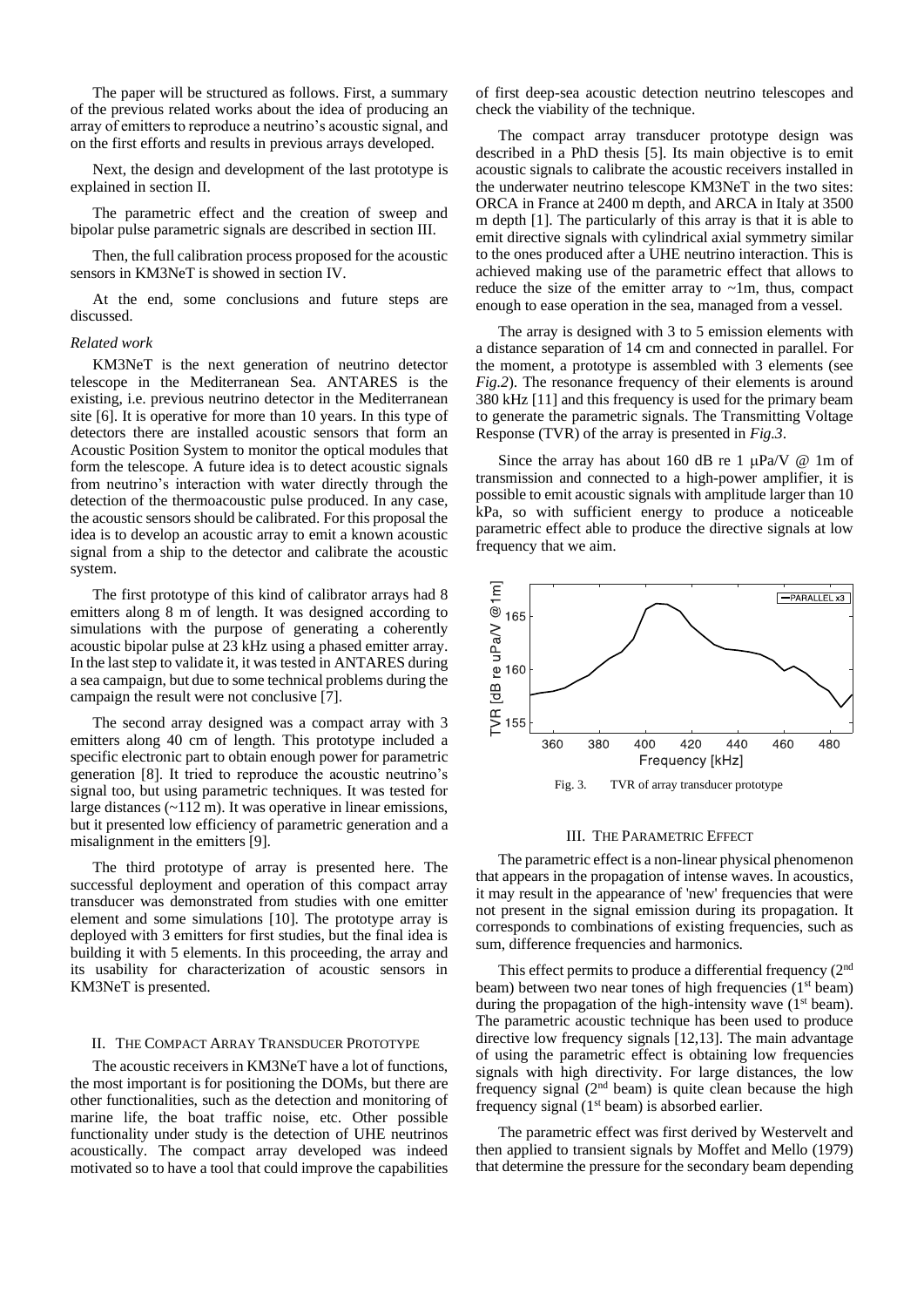The paper will be structured as follows. First, a summary of the previous related works about the idea of producing an array of emitters to reproduce a neutrino's acoustic signal, and on the first efforts and results in previous arrays developed.

Next, the design and development of the last prototype is explained in section II.

The parametric effect and the creation of sweep and bipolar pulse parametric signals are described in section III.

Then, the full calibration process proposed for the acoustic sensors in KM3NeT is showed in section IV.

At the end, some conclusions and future steps are discussed.

### *Related work*

KM3NeT is the next generation of neutrino detector telescope in the Mediterranean Sea. ANTARES is the existing, i.e. previous neutrino detector in the Mediterranean site [6]. It is operative for more than 10 years. In this type of detectors there are installed acoustic sensors that form an Acoustic Position System to monitor the optical modules that form the telescope. A future idea is to detect acoustic signals from neutrino's interaction with water directly through the detection of the thermoacoustic pulse produced. In any case, the acoustic sensors should be calibrated. For this proposal the idea is to develop an acoustic array to emit a known acoustic signal from a ship to the detector and calibrate the acoustic system.

The first prototype of this kind of calibrator arrays had 8 emitters along 8 m of length. It was designed according to simulations with the purpose of generating a coherently acoustic bipolar pulse at 23 kHz using a phased emitter array. In the last step to validate it, it was tested in ANTARES during a sea campaign, but due to some technical problems during the campaign the result were not conclusive [7].

The second array designed was a compact array with 3 emitters along 40 cm of length. This prototype included a specific electronic part to obtain enough power for parametric generation [8]. It tried to reproduce the acoustic neutrino's signal too, but using parametric techniques. It was tested for large distances (~112 m). It was operative in linear emissions, but it presented low efficiency of parametric generation and a misalignment in the emitters [9].

The third prototype of array is presented here. The successful deployment and operation of this compact array transducer was demonstrated from studies with one emitter element and some simulations [10]. The prototype array is deployed with 3 emitters for first studies, but the final idea is building it with 5 elements. In this proceeding, the array and its usability for characterization of acoustic sensors in KM3NeT is presented.

## II. The Compact Array Transducer Prototype

The acoustic receivers in KM3NeT have a lot of functions, the most important is for positioning the DOMs, but there are other functionalities, such as the detection and monitoring of marine life, the boat traffic noise, etc. Other possible functionality under study is the detection of UHE neutrinos acoustically. The compact array developed was indeed motivated so to have a tool that could improve the capabilities of first deep-sea acoustic detection neutrino telescopes and check the viability of the technique.

The compact array transducer prototype design was described in a PhD thesis [5]. Its main objective is to emit acoustic signals to calibrate the acoustic receivers installed in the underwater neutrino telescope KM3NeT in the two sites: ORCA in France at 2400 m depth, and ARCA in Italy at 3500 m depth [1]. The particularly of this array is that it is able to emit directive signals with cylindrical axial symmetry similar to the ones produced after a UHE neutrino interaction. This is achieved making use of the parametric effect that allows to reduce the size of the emitter array to ~1m, thus, compact enough to ease operation in the sea, managed from a vessel.

The array is designed with 3 to 5 emission elements with a distance separation of 14 cm and connected in parallel. For the moment, a prototype is assembled with 3 elements (see *Fig.2*). The resonance frequency of their elements is around 380 kHz [11] and this frequency is used for the primary beam to generate the parametric signals. The Transmitting Voltage Response (TVR) of the array is presented in *Fig.3*.

Since the array has about 160 dB re 1 μPa/V @ 1m of transmission and connected to a high-power amplifier, it is possible to emit acoustic signals with amplitude larger than 10 kPa, so with sufficient energy to produce a noticeable parametric effect able to produce the directive signals at low frequency that we aim.

Fig. 3. TVR of array transducer prototype

## III. The Parametric Effect

The parametric effect is a non-linear physical phenomenon that appears in the propagation of intense waves. In acoustics, it may result in the appearance of 'new' frequencies that were not present in the signal emission during its propagation. It corresponds to combinations of existing frequencies, such as sum, difference frequencies and harmonics.

This effect permits to produce a differential frequency (2nd beam) between two near tones of high frequencies (1st beam) during the propagation of the high-intensity wave (1st beam). The parametric acoustic technique has been used to produce directive low frequency signals [12,13]. The main advantage of using the parametric effect is obtaining low frequencies signals with high directivity. For large distances, the low frequency signal (2nd beam) is quite clean because the high frequency signal (1st beam) is absorbed earlier.

The parametric effect was first derived by Westervelt and then applied to transient signals by Moffet and Mello (1979) that determine the pressure for the secondary beam depending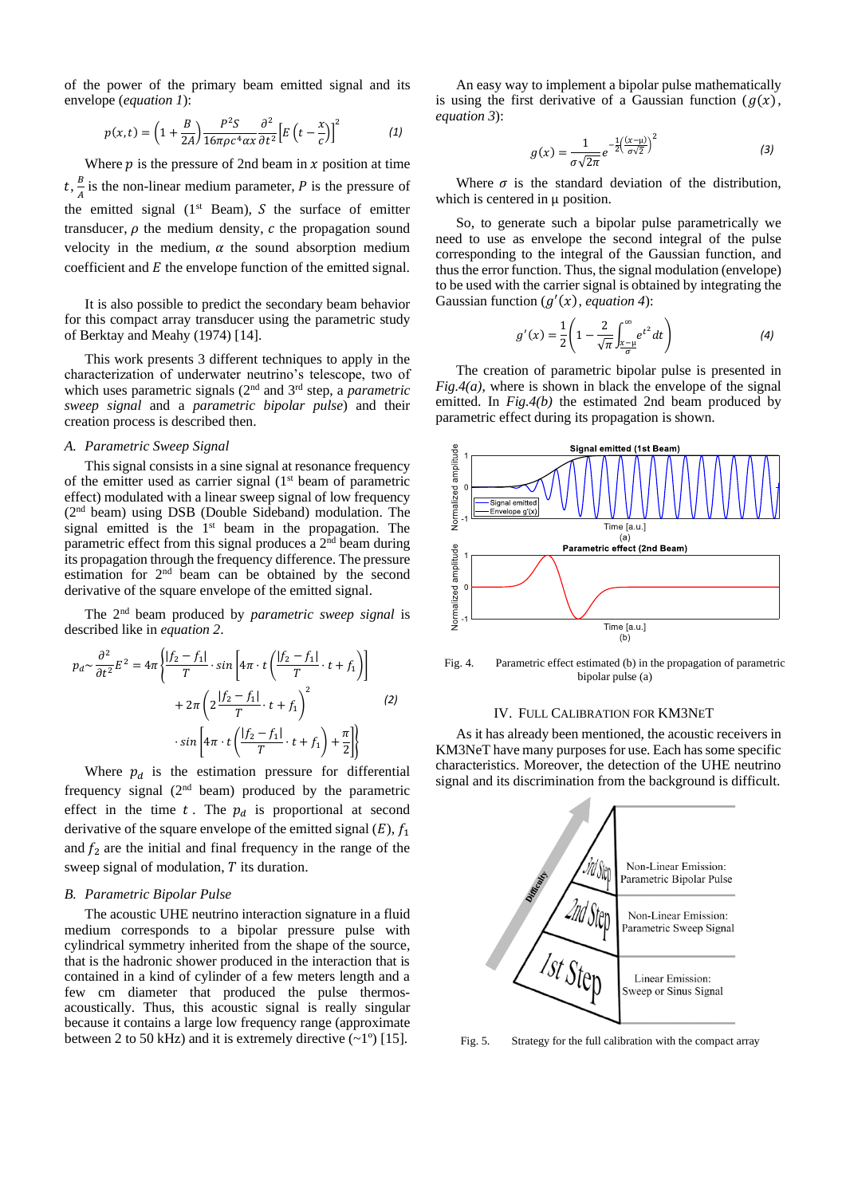of the power of the primary beam emitted signal and its envelope (*equation 1*):

$$p(x,t) = \left(1 + \frac{B}{2A}\right)\frac{P^2 S}{16\pi\rho c^4 \alpha x}\frac{\partial^2}{\partial t^2}\left[E\left(t - \frac{x}{c}\right)\right]^2 \qquad (1)$$

Where $p$ is the pressure of 2nd beam in $x$ position at time $t$, $\frac{B}{A}$ is the non-linear medium parameter, $P$ is the pressure of the emitted signal (1st Beam), $S$ the surface of emitter transducer, $\rho$ the medium density, $c$ the propagation sound velocity in the medium, $\alpha$ the sound absorption medium coefficient and $E$ the envelope function of the emitted signal.

It is also possible to predict the secondary beam behavior for this compact array transducer using the parametric study of Berktay and Meahy (1974) [14].

This work presents 3 different techniques to apply in the characterization of underwater neutrino's telescope, two of which uses parametric signals (2nd and 3rd step, a *parametric sweep signal* and a *parametric bipolar pulse*) and their creation process is described then.

### *A. Parametric Sweep Signal*

This signal consists in a sine signal at resonance frequency of the emitter used as carrier signal (1st beam of parametric effect) modulated with a linear sweep signal of low frequency (2nd beam) using DSB (Double Sideband) modulation. The signal emitted is the 1st beam in the propagation. The parametric effect from this signal produces a 2nd beam during its propagation through the frequency difference. The pressure estimation for 2nd beam can be obtained by the second derivative of the square envelope of the emitted signal.

The 2nd beam produced by *parametric sweep signal* is described like in *equation 2*.

$$p_d \sim \frac{\partial^2}{\partial t^2}E^2 = 4\pi\left\{\frac{|f_2 - f_1|}{T}\cdot sin\left[4\pi\cdot t\left(\frac{|f_2 - f_1|}{T}\cdot t + f_1\right)\right] + 2\pi\left(2\frac{|f_2 - f_1|}{T}\cdot t + f_1\right)^2 \cdot sin\left[4\pi\cdot t\left(\frac{|f_2 - f_1|}{T}\cdot t + f_1\right) + \frac{\pi}{2}\right]\right\} \qquad (2)$$

Where $p_d$ is the estimation pressure for differential frequency signal (2nd beam) produced by the parametric effect in the time $t$. The $p_d$ is proportional at second derivative of the square envelope of the emitted signal ($E$), $f_1$ and $f_2$ are the initial and final frequency in the range of the sweep signal of modulation, $T$ its duration.

### *B. Parametric Bipolar Pulse*

The acoustic UHE neutrino interaction signature in a fluid medium corresponds to a bipolar pressure pulse with cylindrical symmetry inherited from the shape of the source, that is the hadronic shower produced in the interaction that is contained in a kind of cylinder of a few meters length and a few cm diameter that produced the pulse thermos-acoustically. Thus, this acoustic signal is really singular because it contains a large low frequency range (approximate between 2 to 50 kHz) and it is extremely directive (~1º) [15].

An easy way to implement a bipolar pulse mathematically is using the first derivative of a Gaussian function ($g(x)$, *equation 3*):

$$g(x) = \frac{1}{\sigma\sqrt{2\pi}}e^{-\frac{1}{2}\left(\frac{(x-\mu)}{\sigma\sqrt{2}}\right)^2} \qquad (3)$$

Where $\sigma$ is the standard deviation of the distribution, which is centered in µ position.

So, to generate such a bipolar pulse parametrically we need to use as envelope the second integral of the pulse corresponding to the integral of the Gaussian function, and thus the error function. Thus, the signal modulation (envelope) to be used with the carrier signal is obtained by integrating the Gaussian function ($g'(x)$, *equation 4*):

$$g'(x) = \frac{1}{2}\left(1 - \frac{2}{\sqrt{\pi}}\int_{\frac{x-\mu}{\sigma}}^{\infty} e^{t^2}\,dt\right) \qquad (4)$$

The creation of parametric bipolar pulse is presented in *Fig.4(a)*, where is shown in black the envelope of the signal emitted. In *Fig.4(b)* the estimated 2nd beam produced by parametric effect during its propagation is shown.

Fig. 4. Parametric effect estimated (b) in the propagation of parametric bipolar pulse (a)

## IV. Full Calibration for KM3NeT

As it has already been mentioned, the acoustic receivers in KM3NeT have many purposes for use. Each has some specific characteristics. Moreover, the detection of the UHE neutrino signal and its discrimination from the background is difficult.

Fig. 5. Strategy for the full calibration with the compact array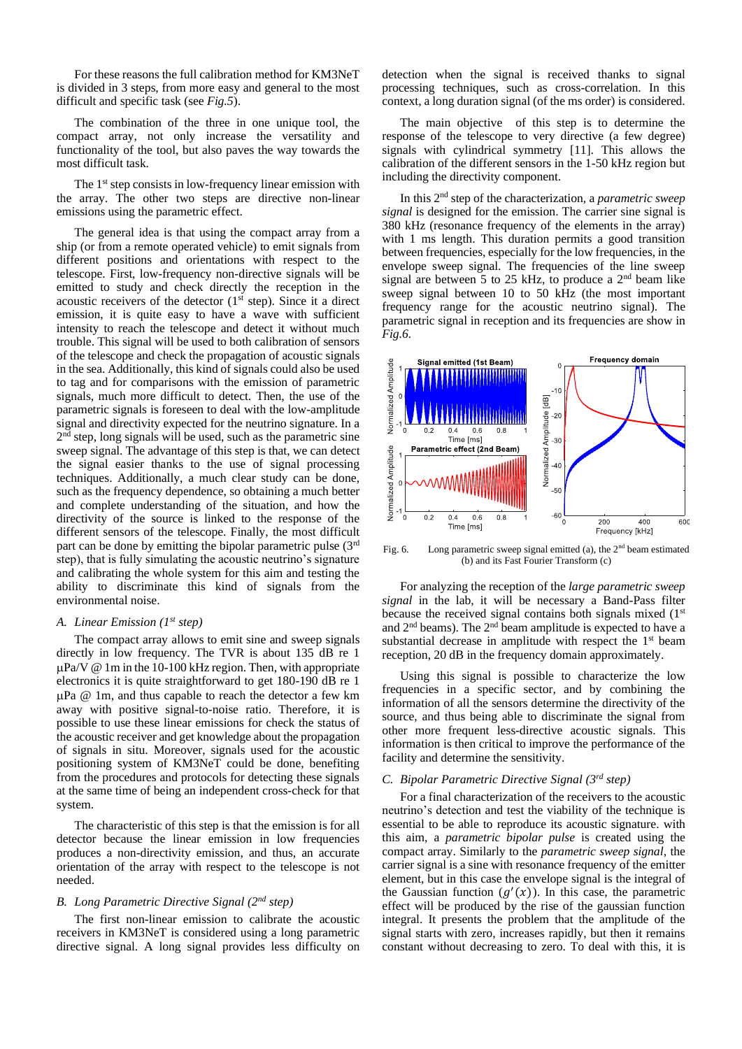For these reasons the full calibration method for KM3NeT is divided in 3 steps, from more easy and general to the most difficult and specific task (see *Fig.5*).

The combination of the three in one unique tool, the compact array, not only increase the versatility and functionality of the tool, but also paves the way towards the most difficult task.

The 1st step consists in low-frequency linear emission with the array. The other two steps are directive non-linear emissions using the parametric effect.

The general idea is that using the compact array from a ship (or from a remote operated vehicle) to emit signals from different positions and orientations with respect to the telescope. First, low-frequency non-directive signals will be emitted to study and check directly the reception in the acoustic receivers of the detector (1st step). Since it a direct emission, it is quite easy to have a wave with sufficient intensity to reach the telescope and detect it without much trouble. This signal will be used to both calibration of sensors of the telescope and check the propagation of acoustic signals in the sea. Additionally, this kind of signals could also be used to tag and for comparisons with the emission of parametric signals, much more difficult to detect. Then, the use of the parametric signals is foreseen to deal with the low-amplitude signal and directivity expected for the neutrino signature. In a 2nd step, long signals will be used, such as the parametric sine sweep signal. The advantage of this step is that, we can detect the signal easier thanks to the use of signal processing techniques. Additionally, a much clear study can be done, such as the frequency dependence, so obtaining a much better and complete understanding of the situation, and how the directivity of the source is linked to the response of the different sensors of the telescope. Finally, the most difficult part can be done by emitting the bipolar parametric pulse (3rd step), that is fully simulating the acoustic neutrino's signature and calibrating the whole system for this aim and testing the ability to discriminate this kind of signals from the environmental noise.

### A. Linear Emission (1st step)

The compact array allows to emit sine and sweep signals directly in low frequency. The TVR is about 135 dB re 1 μPa/V @ 1m in the 10-100 kHz region. Then, with appropriate electronics it is quite straightforward to get 180-190 dB re 1 μPa @ 1m, and thus capable to reach the detector a few km away with positive signal-to-noise ratio. Therefore, it is possible to use these linear emissions for check the status of the acoustic receiver and get knowledge about the propagation of signals in situ. Moreover, signals used for the acoustic positioning system of KM3NeT could be done, benefiting from the procedures and protocols for detecting these signals at the same time of being an independent cross-check for that system.

The characteristic of this step is that the emission is for all detector because the linear emission in low frequencies produces a non-directivity emission, and thus, an accurate orientation of the array with respect to the telescope is not needed.

### B. Long Parametric Directive Signal (2nd step)

The first non-linear emission to calibrate the acoustic receivers in KM3NeT is considered using a long parametric directive signal. A long signal provides less difficulty on detection when the signal is received thanks to signal processing techniques, such as cross-correlation. In this context, a long duration signal (of the ms order) is considered.

The main objective of this step is to determine the response of the telescope to very directive (a few degree) signals with cylindrical symmetry [11]. This allows the calibration of the different sensors in the 1-50 kHz region but including the directivity component.

In this 2nd step of the characterization, a *parametric sweep signal* is designed for the emission. The carrier sine signal is 380 kHz (resonance frequency of the elements in the array) with 1 ms length. This duration permits a good transition between frequencies, especially for the low frequencies, in the envelope sweep signal. The frequencies of the line sweep signal are between 5 to 25 kHz, to produce a 2nd beam like sweep signal between 10 to 50 kHz (the most important frequency range for the acoustic neutrino signal). The parametric signal in reception and its frequencies are show in *Fig.6*.

Fig. 6. Long parametric sweep signal emitted (a), the 2nd beam estimated (b) and its Fast Fourier Transform (c)

For analyzing the reception of the *large parametric sweep signal* in the lab, it will be necessary a Band-Pass filter because the received signal contains both signals mixed (1st and 2nd beams). The 2nd beam amplitude is expected to have a substantial decrease in amplitude with respect the 1st beam reception, 20 dB in the frequency domain approximately.

Using this signal is possible to characterize the low frequencies in a specific sector, and by combining the information of all the sensors determine the directivity of the source, and thus being able to discriminate the signal from other more frequent less-directive acoustic signals. This information is then critical to improve the performance of the facility and determine the sensitivity.

### C. Bipolar Parametric Directive Signal (3rd step)

For a final characterization of the receivers to the acoustic neutrino's detection and test the viability of the technique is essential to be able to reproduce its acoustic signature. with this aim, a *parametric bipolar pulse* is created using the compact array. Similarly to the *parametric sweep signal*, the carrier signal is a sine with resonance frequency of the emitter element, but in this case the envelope signal is the integral of the Gaussian function ($g'(x)$). In this case, the parametric effect will be produced by the rise of the gaussian function integral. It presents the problem that the amplitude of the signal starts with zero, increases rapidly, but then it remains constant without decreasing to zero. To deal with this, it is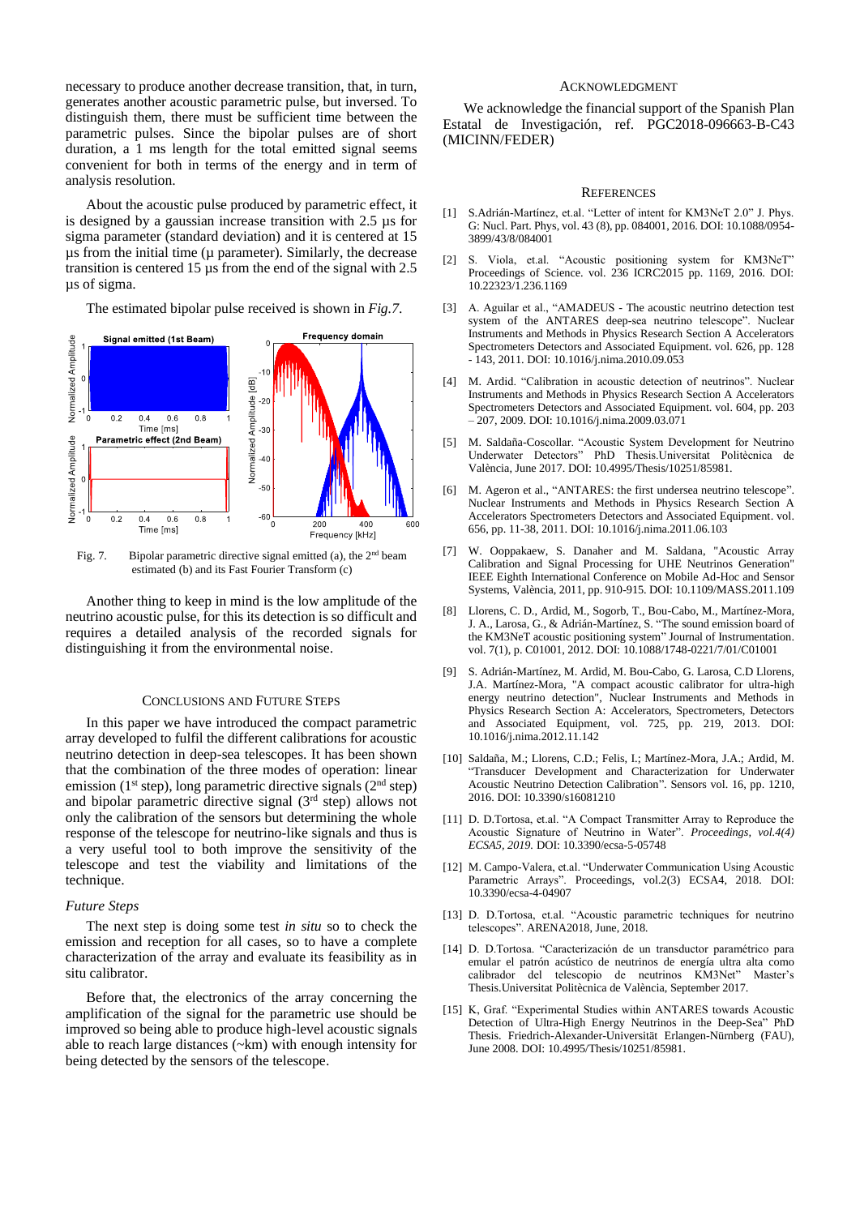necessary to produce another decrease transition, that, in turn, generates another acoustic parametric pulse, but inversed. To distinguish them, there must be sufficient time between the parametric pulses. Since the bipolar pulses are of short duration, a 1 ms length for the total emitted signal seems convenient for both in terms of the energy and in term of analysis resolution.

About the acoustic pulse produced by parametric effect, it is designed by a gaussian increase transition with 2.5 µs for sigma parameter (standard deviation) and it is centered at 15 µs from the initial time (µ parameter). Similarly, the decrease transition is centered 15 µs from the end of the signal with 2.5 µs of sigma.

The estimated bipolar pulse received is shown in *Fig.7*.

Signal emitted (1st Beam)
Normalized Amplitude
1
0
-1
0 0.2 0.4 0.6 0.8 1
Time [ms]

Parametric effect (2nd Beam)
Normalized Amplitude
1
0
-1
0 0.2 0.4 0.6 0.8 1
Time [ms]

Frequency domain
Normalized Amplitude [dB]
0
-10
-20
-30
-40
-50
-60
0 200 400 600
Frequency [kHz]

Fig. 7. Bipolar parametric directive signal emitted (a), the 2nd beam estimated (b) and its Fast Fourier Transform (c)

Another thing to keep in mind is the low amplitude of the neutrino acoustic pulse, for this its detection is so difficult and requires a detailed analysis of the recorded signals for distinguishing it from the environmental noise.

## Conclusions and Future Steps

In this paper we have introduced the compact parametric array developed to fulfil the different calibrations for acoustic neutrino detection in deep-sea telescopes. It has been shown that the combination of the three modes of operation: linear emission (1st step), long parametric directive signals (2nd step) and bipolar parametric directive signal (3rd step) allows not only the calibration of the sensors but determining the whole response of the telescope for neutrino-like signals and thus is a very useful tool to both improve the sensitivity of the telescope and test the viability and limitations of the technique.

### *Future Steps*

The next step is doing some test *in situ* so to check the emission and reception for all cases, so to have a complete characterization of the array and evaluate its feasibility as in situ calibrator.

Before that, the electronics of the array concerning the amplification of the signal for the parametric use should be improved so being able to produce high-level acoustic signals able to reach large distances (~km) with enough intensity for being detected by the sensors of the telescope.

## Acknowledgment

We acknowledge the financial support of the Spanish Plan Estatal de Investigación, ref. PGC2018-096663-B-C43 (MICINN/FEDER)

## References

[1] S.Adrián-Martínez, et.al. “Letter of intent for KM3NeT 2.0” J. Phys. G: Nucl. Part. Phys, vol. 43 (8), pp. 084001, 2016. DOI: 10.1088/0954-3899/43/8/084001

[2] S. Viola, et.al. “Acoustic positioning system for KM3NeT” Proceedings of Science. vol. 236 ICRC2015 pp. 1169, 2016. DOI: 10.22323/1.236.1169

[3] A. Aguilar et al., “AMADEUS - The acoustic neutrino detection test system of the ANTARES deep-sea neutrino telescope”. Nuclear Instruments and Methods in Physics Research Section A Accelerators Spectrometers Detectors and Associated Equipment. vol. 626, pp. 128 - 143, 2011. DOI: 10.1016/j.nima.2010.09.053

[4] M. Ardid. “Calibration in acoustic detection of neutrinos”. Nuclear Instruments and Methods in Physics Research Section A Accelerators Spectrometers Detectors and Associated Equipment. vol. 604, pp. 203 – 207, 2009. DOI: 10.1016/j.nima.2009.03.071

[5] M. Saldaña-Coscollar. “Acoustic System Development for Neutrino Underwater Detectors” PhD Thesis.Universitat Politècnica de València, June 2017. DOI: 10.4995/Thesis/10251/85981.

[6] M. Ageron et al., “ANTARES: the first undersea neutrino telescope”. Nuclear Instruments and Methods in Physics Research Section A Accelerators Spectrometers Detectors and Associated Equipment. vol. 656, pp. 11-38, 2011. DOI: 10.1016/j.nima.2011.06.103

[7] W. Ooppakaew, S. Danaher and M. Saldana, "Acoustic Array Calibration and Signal Processing for UHE Neutrinos Generation" IEEE Eighth International Conference on Mobile Ad-Hoc and Sensor Systems, València, 2011, pp. 910-915. DOI: 10.1109/MASS.2011.109

[8] Llorens, C. D., Ardid, M., Sogorb, T., Bou-Cabo, M., Martínez-Mora, J. A., Larosa, G., & Adrián-Martínez, S. “The sound emission board of the KM3NeT acoustic positioning system” Journal of Instrumentation. vol. 7(1), p. C01001, 2012. DOI: 10.1088/1748-0221/7/01/C01001

[9] S. Adrián-Martínez, M. Ardid, M. Bou-Cabo, G. Larosa, C.D Llorens, J.A. Martínez-Mora, "A compact acoustic calibrator for ultra-high energy neutrino detection", Nuclear Instruments and Methods in Physics Research Section A: Accelerators, Spectrometers, Detectors and Associated Equipment, vol. 725, pp. 219, 2013. DOI: 10.1016/j.nima.2012.11.142

[10] Saldaña, M.; Llorens, C.D.; Felis, I.; Martínez-Mora, J.A.; Ardid, M. “Transducer Development and Characterization for Underwater Acoustic Neutrino Detection Calibration”. Sensors vol. 16, pp. 1210, 2016. DOI: 10.3390/s16081210

[11] D. D.Tortosa, et.al. “A Compact Transmitter Array to Reproduce the Acoustic Signature of Neutrino in Water”. *Proceedings, vol.4(4) ECSA5, 2019.* DOI: 10.3390/ecsa-5-05748

[12] M. Campo-Valera, et.al. “Underwater Communication Using Acoustic Parametric Arrays”. Proceedings, vol.2(3) ECSA4, 2018. DOI: 10.3390/ecsa-4-04907

[13] D. D.Tortosa, et.al. “Acoustic parametric techniques for neutrino telescopes”. ARENA2018, June, 2018.

[14] D. D.Tortosa. “Caracterización de un transductor paramétrico para emular el patrón acústico de neutrinos de energía ultra alta como calibrador del telescopio de neutrinos KM3Net” Master’s Thesis.Universitat Politècnica de València, September 2017.

[15] K, Graf. “Experimental Studies within ANTARES towards Acoustic Detection of Ultra-High Energy Neutrinos in the Deep-Sea” PhD Thesis. Friedrich-Alexander-Universität Erlangen-Nürnberg (FAU), June 2008. DOI: 10.4995/Thesis/10251/85981.